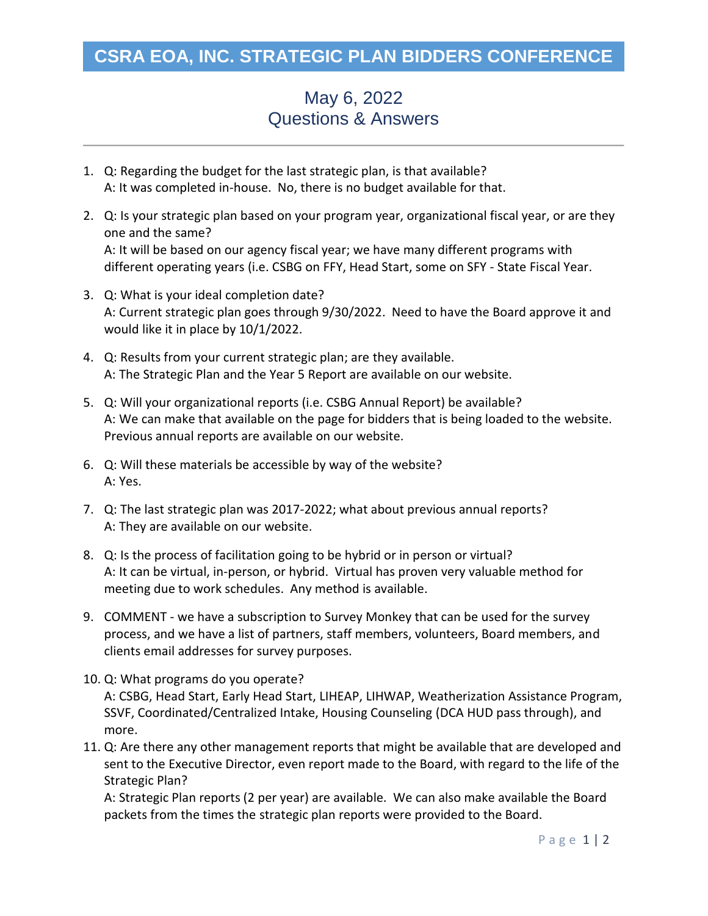# CSRA EOA, INC. STRATEGIC PLAN BIDDERS CONFERENCE

## May 6, 2022
## Questions & Answers

---

1. Q: Regarding the budget for the last strategic plan, is that available?
   A: It was completed in-house. No, there is no budget available for that.

2. Q: Is your strategic plan based on your program year, organizational fiscal year, or are they one and the same?
   A: It will be based on our agency fiscal year; we have many different programs with different operating years (i.e. CSBG on FFY, Head Start, some on SFY - State Fiscal Year.

3. Q: What is your ideal completion date?
   A: Current strategic plan goes through 9/30/2022. Need to have the Board approve it and would like it in place by 10/1/2022.

4. Q: Results from your current strategic plan; are they available.
   A: The Strategic Plan and the Year 5 Report are available on our website.

5. Q: Will your organizational reports (i.e. CSBG Annual Report) be available?
   A: We can make that available on the page for bidders that is being loaded to the website. Previous annual reports are available on our website.

6. Q: Will these materials be accessible by way of the website?
   A: Yes.

7. Q: The last strategic plan was 2017-2022; what about previous annual reports?
   A: They are available on our website.

8. Q: Is the process of facilitation going to be hybrid or in person or virtual?
   A: It can be virtual, in-person, or hybrid. Virtual has proven very valuable method for meeting due to work schedules. Any method is available.

9. COMMENT - we have a subscription to Survey Monkey that can be used for the survey process, and we have a list of partners, staff members, volunteers, Board members, and clients email addresses for survey purposes.

10. Q: What programs do you operate?
    A: CSBG, Head Start, Early Head Start, LIHEAP, LIHWAP, Weatherization Assistance Program, SSVF, Coordinated/Centralized Intake, Housing Counseling (DCA HUD pass through), and more.

11. Q: Are there any other management reports that might be available that are developed and sent to the Executive Director, even report made to the Board, with regard to the life of the Strategic Plan?
    A: Strategic Plan reports (2 per year) are available. We can also make available the Board packets from the times the strategic plan reports were provided to the Board.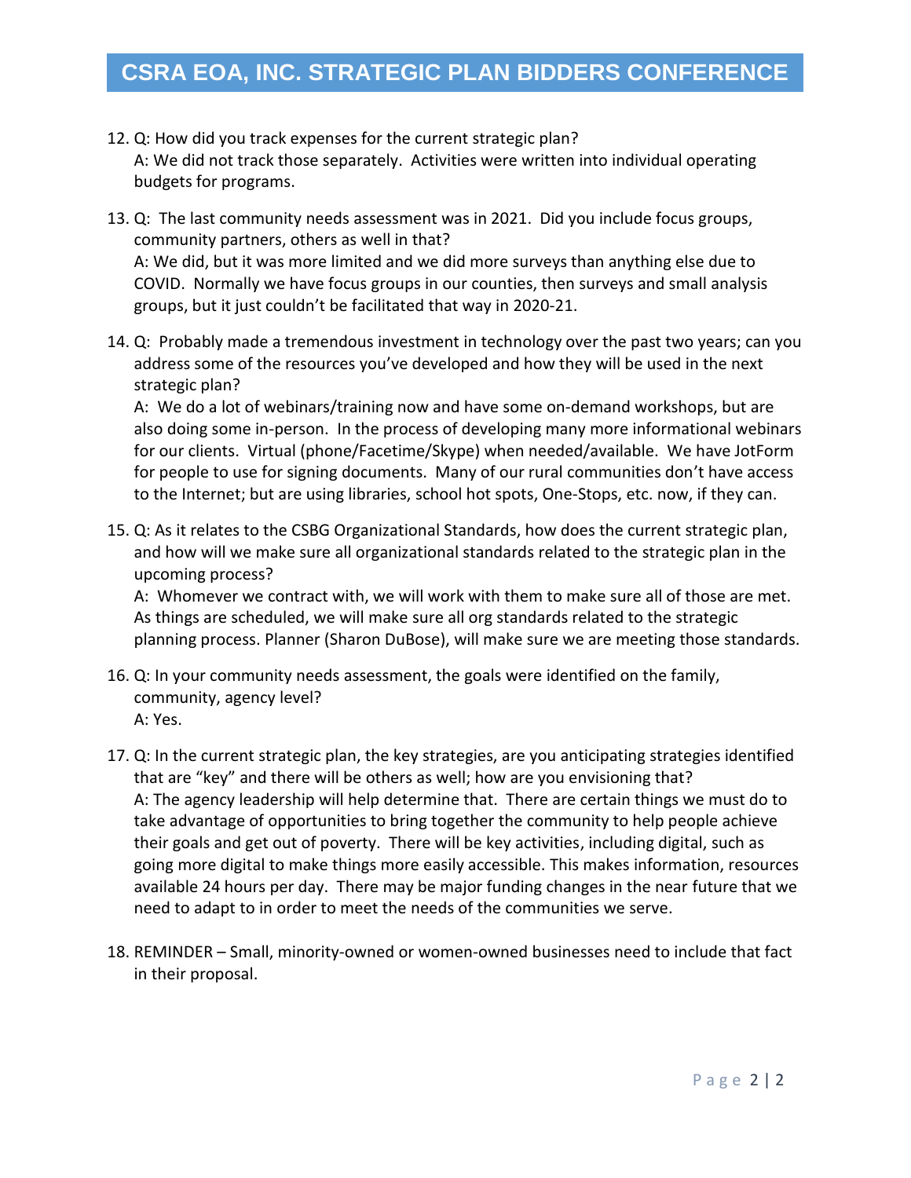# CSRA EOA, INC. STRATEGIC PLAN BIDDERS CONFERENCE

12. Q: How did you track expenses for the current strategic plan?
    A: We did not track those separately. Activities were written into individual operating budgets for programs.

13. Q: The last community needs assessment was in 2021. Did you include focus groups, community partners, others as well in that?
    A: We did, but it was more limited and we did more surveys than anything else due to COVID. Normally we have focus groups in our counties, then surveys and small analysis groups, but it just couldn't be facilitated that way in 2020-21.

14. Q: Probably made a tremendous investment in technology over the past two years; can you address some of the resources you've developed and how they will be used in the next strategic plan?
    A: We do a lot of webinars/training now and have some on-demand workshops, but are also doing some in-person. In the process of developing many more informational webinars for our clients. Virtual (phone/Facetime/Skype) when needed/available. We have JotForm for people to use for signing documents. Many of our rural communities don't have access to the Internet; but are using libraries, school hot spots, One-Stops, etc. now, if they can.

15. Q: As it relates to the CSBG Organizational Standards, how does the current strategic plan, and how will we make sure all organizational standards related to the strategic plan in the upcoming process?
    A: Whomever we contract with, we will work with them to make sure all of those are met. As things are scheduled, we will make sure all org standards related to the strategic planning process. Planner (Sharon DuBose), will make sure we are meeting those standards.

16. Q: In your community needs assessment, the goals were identified on the family, community, agency level?
    A: Yes.

17. Q: In the current strategic plan, the key strategies, are you anticipating strategies identified that are "key" and there will be others as well; how are you envisioning that?
    A: The agency leadership will help determine that. There are certain things we must do to take advantage of opportunities to bring together the community to help people achieve their goals and get out of poverty. There will be key activities, including digital, such as going more digital to make things more easily accessible. This makes information, resources available 24 hours per day. There may be major funding changes in the near future that we need to adapt to in order to meet the needs of the communities we serve.

18. REMINDER – Small, minority-owned or women-owned businesses need to include that fact in their proposal.